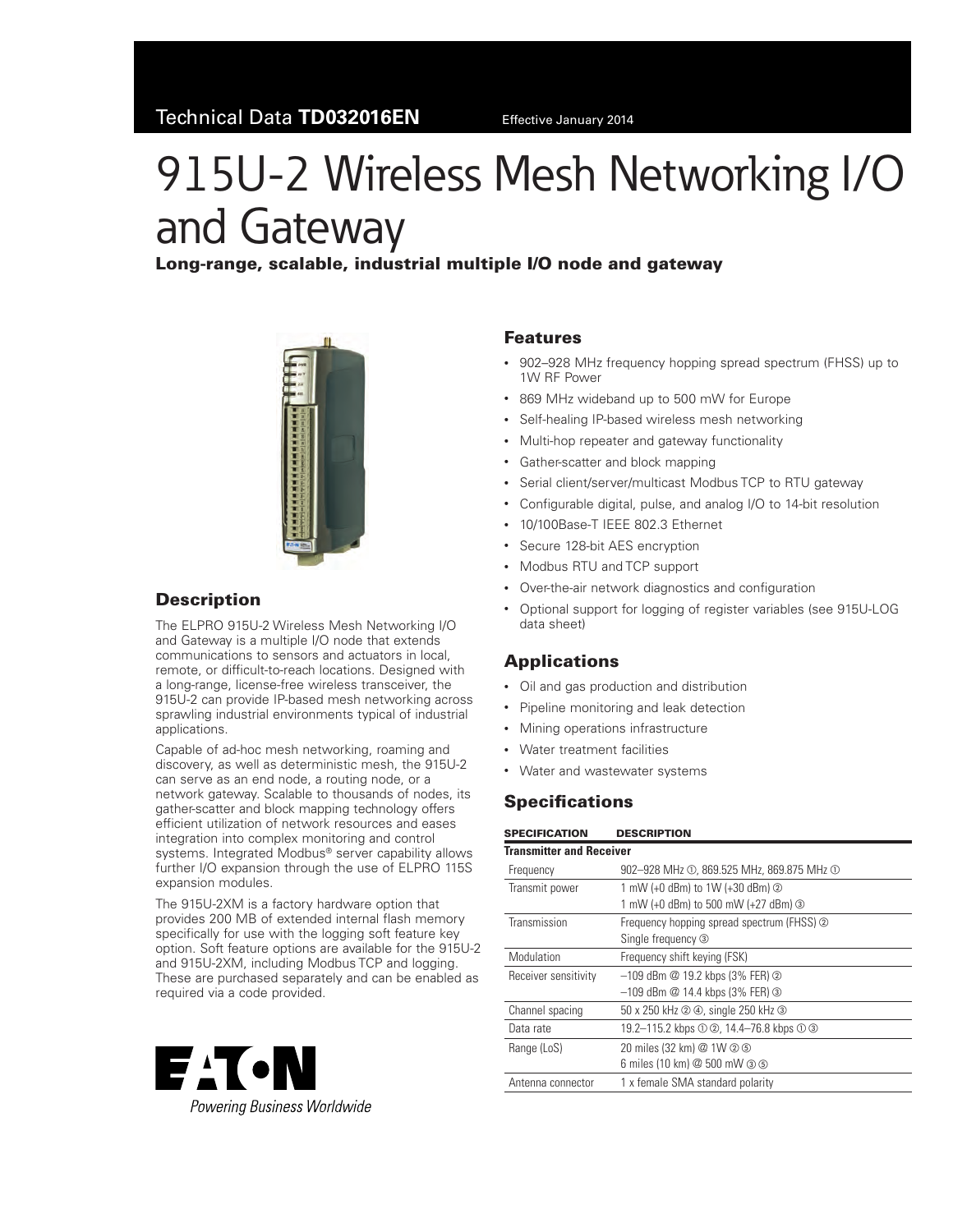Technical Data **TD032016EN** Effective January 2014

# 915U-2 Wireless Mesh Networking I/O and Gateway

**Long-range, scalable, industrial multiple I/O node and gateway**

## Description

The ELPRO 915U-2 Wireless Mesh Networking I/O and Gateway is a multiple I/O node that extends communications to sensors and actuators in local, remote, or difficult-to-reach locations. Designed with a long-range, license-free wireless transceiver, the 915U-2 can provide IP-based mesh networking across sprawling industrial environments typical of industrial applications.

Capable of ad-hoc mesh networking, roaming and discovery, as well as deterministic mesh, the 915U-2 can serve as an end node, a routing node, or a network gateway. Scalable to thousands of nodes, its gather-scatter and block mapping technology offers efficient utilization of network resources and eases integration into complex monitoring and control systems. Integrated Modbus® server capability allows further I/O expansion through the use of ELPRO 115S expansion modules.

The 915U-2XM is a factory hardware option that provides 200 MB of extended internal flash memory specifically for use with the logging soft feature key option. Soft feature options are available for the 915U-2 and 915U-2XM, including Modbus TCP and logging. These are purchased separately and can be enabled as required via a code provided.

EATON
*Powering Business Worldwide*

## Features

- 902–928 MHz frequency hopping spread spectrum (FHSS) up to 1W RF Power
- 869 MHz wideband up to 500 mW for Europe
- Self-healing IP-based wireless mesh networking
- Multi-hop repeater and gateway functionality
- Gather-scatter and block mapping
- Serial client/server/multicast Modbus TCP to RTU gateway
- Configurable digital, pulse, and analog I/O to 14-bit resolution
- 10/100Base-T IEEE 802.3 Ethernet
- Secure 128-bit AES encryption
- Modbus RTU and TCP support
- Over-the-air network diagnostics and configuration
- Optional support for logging of register variables (see 915U-LOG data sheet)

## Applications

- Oil and gas production and distribution
- Pipeline monitoring and leak detection
- Mining operations infrastructure
- Water treatment facilities
- Water and wastewater systems

## Specifications

| SPECIFICATION | DESCRIPTION |
|---|---|
| **Transmitter and Receiver** | |
| Frequency | 902–928 MHz ①, 869.525 MHz, 869.875 MHz ① |
| Transmit power | 1 mW (+0 dBm) to 1W (+30 dBm) ②<br>1 mW (+0 dBm) to 500 mW (+27 dBm) ③ |
| Transmission | Frequency hopping spread spectrum (FHSS) ②<br>Single frequency ③ |
| Modulation | Frequency shift keying (FSK) |
| Receiver sensitivity | –109 dBm @ 19.2 kbps (3% FER) ②<br>–109 dBm @ 14.4 kbps (3% FER) ③ |
| Channel spacing | 50 x 250 kHz ② ④, single 250 kHz ③ |
| Data rate | 19.2–115.2 kbps ① ②, 14.4–76.8 kbps ① ③ |
| Range (LoS) | 20 miles (32 km) @ 1W ② ⑤<br>6 miles (10 km) @ 500 mW ③ ⑤ |
| Antenna connector | 1 x female SMA standard polarity |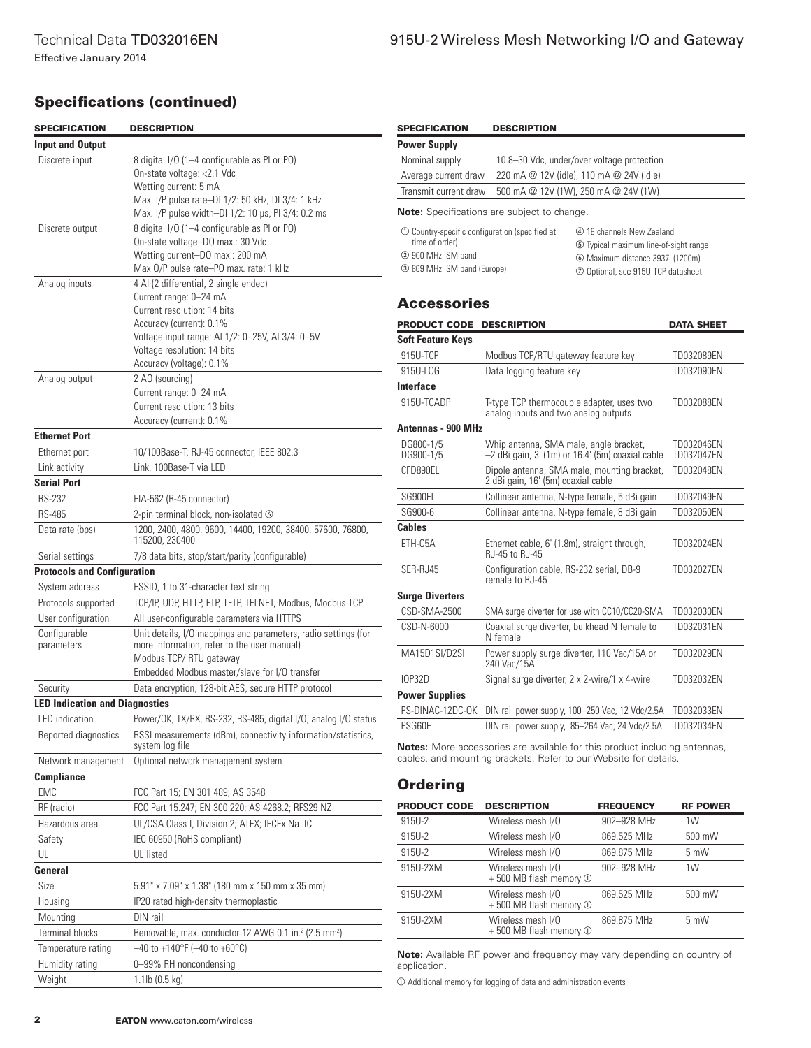## Specifications (continued)

| SPECIFICATION | DESCRIPTION |
|---|---|
| **Input and Output** | |
| Discrete input | 8 digital I/O (1–4 configurable as PI or PO)<br>On-state voltage: <2.1 Vdc<br>Wetting current: 5 mA<br>Max. I/P pulse rate–DI 1/2: 50 kHz, DI 3/4: 1 kHz<br>Max. I/P pulse width–DI 1/2: 10 µs, PI 3/4: 0.2 ms |
| Discrete output | 8 digital I/O (1–4 configurable as PI or PO)<br>On-state voltage–DO max.: 30 Vdc<br>Wetting current–DO max.: 200 mA<br>Max O/P pulse rate–PO max. rate: 1 kHz |
| Analog inputs | 4 AI (2 differential, 2 single ended)<br>Current range: 0–24 mA<br>Current resolution: 14 bits<br>Accuracy (current): 0.1%<br>Voltage input range: AI 1/2: 0–25V, AI 3/4: 0–5V<br>Voltage resolution: 14 bits<br>Accuracy (voltage): 0.1% |
| Analog output | 2 AO (sourcing)<br>Current range: 0–24 mA<br>Current resolution: 13 bits<br>Accuracy (current): 0.1% |
| **Ethernet Port** | |
| Ethernet port | 10/100Base-T, RJ-45 connector, IEEE 802.3 |
| Link activity | Link, 100Base-T via LED |
| **Serial Port** | |
| RS-232 | EIA-562 (R-45 connector) |
| RS-485 | 2-pin terminal block, non-isolated ⑥ |
| Data rate (bps) | 1200, 2400, 4800, 9600, 14400, 19200, 38400, 57600, 76800, 115200, 230400 |
| Serial settings | 7/8 data bits, stop/start/parity (configurable) |
| **Protocols and Configuration** | |
| System address | ESSID, 1 to 31-character text string |
| Protocols supported | TCP/IP, UDP, HTTP, FTP, TFTP, TELNET, Modbus, Modbus TCP |
| User configuration | All user-configurable parameters via HTTPS |
| Configurable parameters | Unit details, I/O mappings and parameters, radio settings (for more information, refer to the user manual)<br>Modbus TCP/ RTU gateway<br>Embedded Modbus master/slave for I/O transfer |
| Security | Data encryption, 128-bit AES, secure HTTP protocol |
| **LED Indication and Diagnostics** | |
| LED indication | Power/OK, TX/RX, RS-232, RS-485, digital I/O, analog I/O status |
| Reported diagnostics | RSSI measurements (dBm), connectivity information/statistics, system log file |
| Network management | Optional network management system |
| **Compliance** | |
| EMC | FCC Part 15; EN 301 489; AS 3548 |
| RF (radio) | FCC Part 15.247; EN 300 220; AS 4268.2; RFS29 NZ |
| Hazardous area | UL/CSA Class I, Division 2; ATEX; IECEx Na IIC |
| Safety | IEC 60950 (RoHS compliant) |
| UL | UL listed |
| **General** | |
| Size | 5.91" x 7.09" x 1.38" (180 mm x 150 mm x 35 mm) |
| Housing | IP20 rated high-density thermoplastic |
| Mounting | DIN rail |
| Terminal blocks | Removable, max. conductor 12 AWG 0.1 in.$^2$ (2.5 mm$^2$) |
| Temperature rating | –40 to +140°F (–40 to +60°C) |
| Humidity rating | 0–99% RH noncondensing |
| Weight | 1.1lb (0.5 kg) |

| SPECIFICATION | DESCRIPTION |
|---|---|
| **Power Supply** | |
| Nominal supply | 10.8–30 Vdc, under/over voltage protection |
| Average current draw | 220 mA @ 12V (idle), 110 mA @ 24V (idle) |
| Transmit current draw | 500 mA @ 12V (1W), 250 mA @ 24V (1W) |

**Note:** Specifications are subject to change.

① Country-specific configuration (specified at time of order)
② 900 MHz ISM band
③ 869 MHz ISM band (Europe)
④ 18 channels New Zealand
⑤ Typical maximum line-of-sight range
⑥ Maximum distance 3937' (1200m)
⑦ Optional, see 915U-TCP datasheet

## Accessories

| PRODUCT CODE | DESCRIPTION | DATA SHEET |
|---|---|---|
| **Soft Feature Keys** | | |
| 915U-TCP | Modbus TCP/RTU gateway feature key | TD032089EN |
| 915U-LOG | Data logging feature key | TD032090EN |
| **Interface** | | |
| 915U-TCADP | T-type TCP thermocouple adapter, uses two analog inputs and two analog outputs | TD032088EN |
| **Antennas - 900 MHz** | | |
| DG800-1/5<br>DG900-1/5 | Whip antenna, SMA male, angle bracket, –2 dBi gain, 3' (1m) or 16.4' (5m) coaxial cable | TD032046EN<br>TD032047EN |
| CFD890EL | Dipole antenna, SMA male, mounting bracket, 2 dBi gain, 16' (5m) coaxial cable | TD032048EN |
| SG900EL | Collinear antenna, N-type female, 5 dBi gain | TD032049EN |
| SG900-6 | Collinear antenna, N-type female, 8 dBi gain | TD032050EN |
| **Cables** | | |
| ETH-C5A | Ethernet cable, 6' (1.8m), straight through, RJ-45 to RJ-45 | TD032024EN |
| SER-RJ45 | Configuration cable, RS-232 serial, DB-9 remale to RJ-45 | TD032027EN |
| **Surge Diverters** | | |
| CSD-SMA-2500 | SMA surge diverter for use with CC10/CC20-SMA | TD032030EN |
| CSD-N-6000 | Coaxial surge diverter, bulkhead N female to N female | TD032031EN |
| MA15D1SI/D2SI | Power supply surge diverter, 110 Vac/15A or 240 Vac/15A | TD032029EN |
| IOP32D | Signal surge diverter, 2 x 2-wire/1 x 4-wire | TD032032EN |
| **Power Supplies** | | |
| PS-DINAC-12DC-OK | DIN rail power supply, 100–250 Vac, 12 Vdc/2.5A | TD032033EN |
| PSG60E | DIN rail power supply, 85–264 Vac, 24 Vdc/2.5A | TD032034EN |

**Notes:** More accessories are available for this product including antennas, cables, and mounting brackets. Refer to our Website for details.

## Ordering

| PRODUCT CODE | DESCRIPTION | FREQUENCY | RF POWER |
|---|---|---|---|
| 915U-2 | Wireless mesh I/O | 902–928 MHz | 1W |
| 915U-2 | Wireless mesh I/O | 869.525 MHz | 500 mW |
| 915U-2 | Wireless mesh I/O | 869.875 MHz | 5 mW |
| 915U-2XM | Wireless mesh I/O + 500 MB flash memory ① | 902–928 MHz | 1W |
| 915U-2XM | Wireless mesh I/O + 500 MB flash memory ① | 869.525 MHz | 500 mW |
| 915U-2XM | Wireless mesh I/O + 500 MB flash memory ① | 869.875 MHz | 5 mW |

**Note:** Available RF power and frequency may vary depending on country of application.

① Additional memory for logging of data and administration events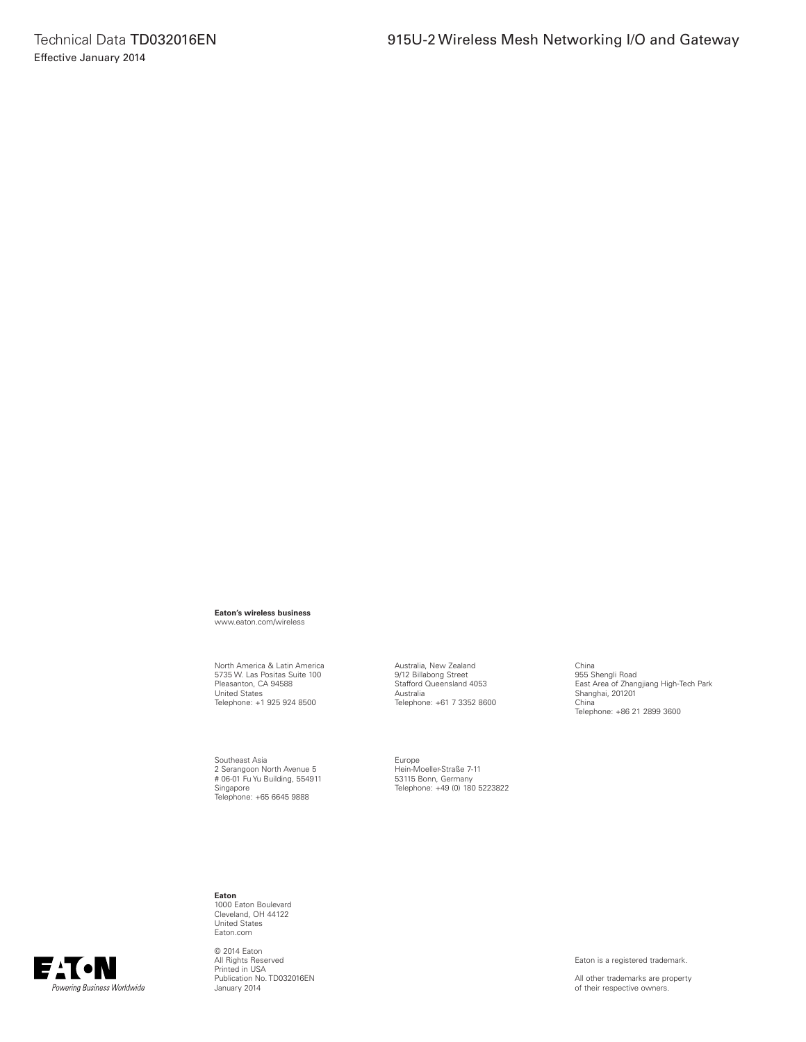**Eaton's wireless business**
www.eaton.com/wireless

North America & Latin America
5735 W. Las Positas Suite 100
Pleasanton, CA 94588
United States
Telephone: +1 925 924 8500

Australia, New Zealand
9/12 Billabong Street
Stafford Queensland 4053
Australia
Telephone: +61 7 3352 8600

China
955 Shengli Road
East Area of Zhangjiang High-Tech Park
Shanghai, 201201
China
Telephone: +86 21 2899 3600

Southeast Asia
2 Serangoon North Avenue 5
# 06-01 Fu Yu Building, 554911
Singapore
Telephone: +65 6645 9888

Europe
Hein-Moeller-Straße 7-11
53115 Bonn, Germany
Telephone: +49 (0) 180 5223822

**Eaton**
1000 Eaton Boulevard
Cleveland, OH 44122
United States
Eaton.com

© 2014 Eaton
All Rights Reserved
Printed in USA
Publication No. TD032016EN
January 2014

Eaton is a registered trademark.

All other trademarks are property of their respective owners.

EATON
*Powering Business Worldwide*